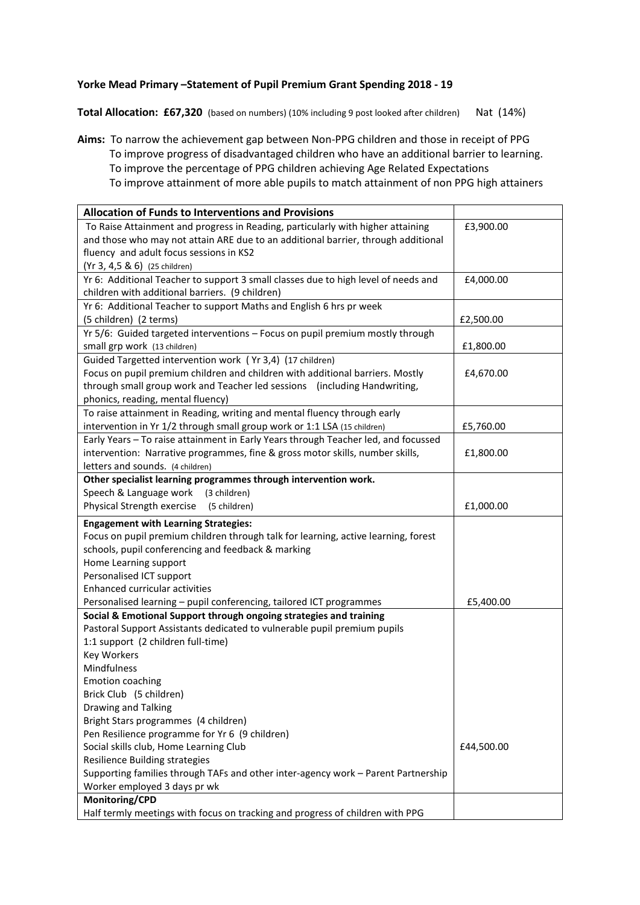**Yorke Mead Primary –Statement of Pupil Premium Grant Spending 2018 - 19**

**Total Allocation: £67,320** (based on numbers) (10% including 9 post looked after children) Nat (14%)

**Aims:** To narrow the achievement gap between Non-PPG children and those in receipt of PPG
To improve progress of disadvantaged children who have an additional barrier to learning.
To improve the percentage of PPG children achieving Age Related Expectations
To improve attainment of more able pupils to match attainment of non PPG high attainers

| **Allocation of Funds to Interventions and Provisions** | |
|---|---|
| To Raise Attainment and progress in Reading, particularly with higher attaining and those who may not attain ARE due to an additional barrier, through additional fluency and adult focus sessions in KS2<br>(Yr 3, 4,5 & 6) (25 children) | £3,900.00 |
| Yr 6: Additional Teacher to support 3 small classes due to high level of needs and children with additional barriers. (9 children) | £4,000.00 |
| Yr 6: Additional Teacher to support Maths and English 6 hrs pr week<br>(5 children) (2 terms) | £2,500.00 |
| Yr 5/6: Guided targeted interventions – Focus on pupil premium mostly through small grp work (13 children) | £1,800.00 |
| Guided Targetted intervention work ( Yr 3,4) (17 children)<br>Focus on pupil premium children and children with additional barriers. Mostly through small group work and Teacher led sessions (including Handwriting, phonics, reading, mental fluency) | £4,670.00 |
| To raise attainment in Reading, writing and mental fluency through early intervention in Yr 1/2 through small group work or 1:1 LSA (15 children) | £5,760.00 |
| Early Years – To raise attainment in Early Years through Teacher led, and focussed intervention: Narrative programmes, fine & gross motor skills, number skills, letters and sounds. (4 children) | £1,800.00 |
| **Other specialist learning programmes through intervention work.**<br>Speech & Language work (3 children)<br>Physical Strength exercise (5 children) | £1,000.00 |
| **Engagement with Learning Strategies:**<br>Focus on pupil premium children through talk for learning, active learning, forest schools, pupil conferencing and feedback & marking<br>Home Learning support<br>Personalised ICT support<br>Enhanced curricular activities<br>Personalised learning – pupil conferencing, tailored ICT programmes | £5,400.00 |
| **Social & Emotional Support through ongoing strategies and training**<br>Pastoral Support Assistants dedicated to vulnerable pupil premium pupils<br>1:1 support (2 children full-time)<br>Key Workers<br>Mindfulness<br>Emotion coaching<br>Brick Club (5 children)<br>Drawing and Talking<br>Bright Stars programmes (4 children)<br>Pen Resilience programme for Yr 6 (9 children)<br>Social skills club, Home Learning Club<br>Resilience Building strategies<br>Supporting families through TAFs and other inter-agency work – Parent Partnership Worker employed 3 days pr wk | £44,500.00 |
| **Monitoring/CPD**<br>Half termly meetings with focus on tracking and progress of children with PPG | |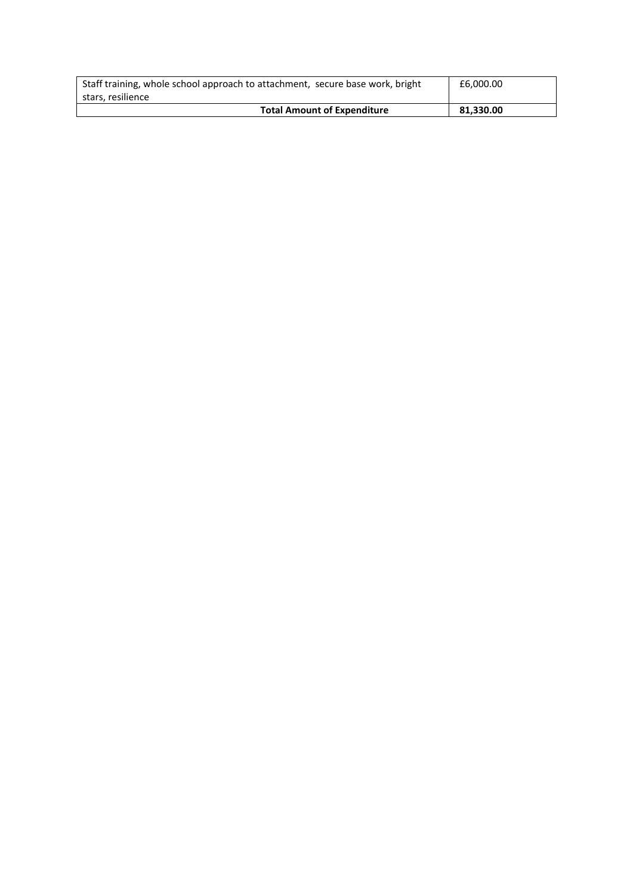| | |
|---|---|
| Staff training, whole school approach to attachment, secure base work, bright stars, resilience | £6,000.00 |
| **Total Amount of Expenditure** | **81,330.00** |